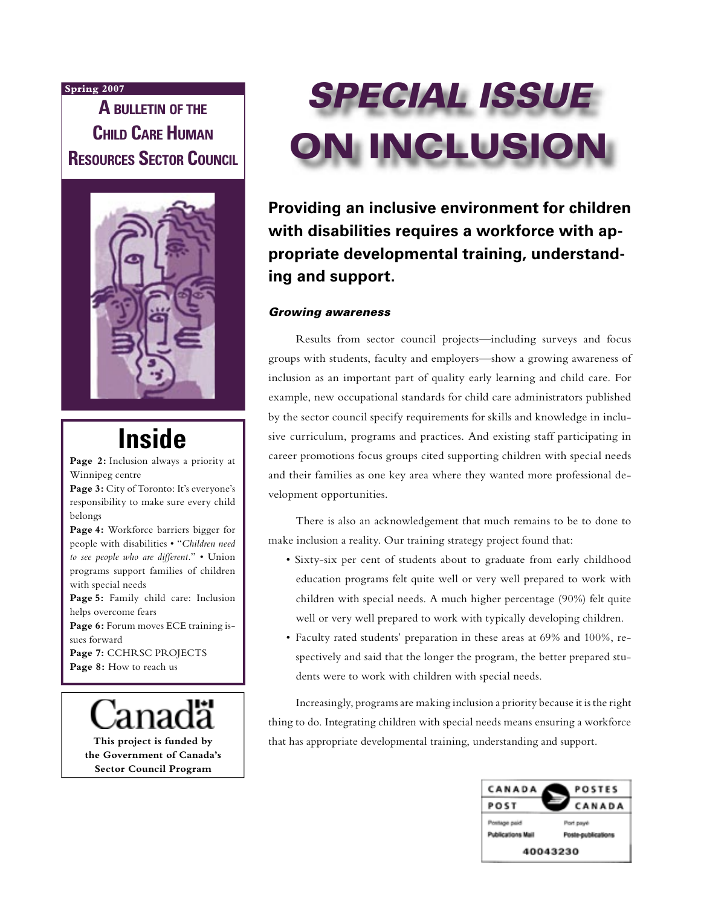Spring 2007

**A BULLETIN OF THE CHILD CARE HUMAN RESOURCES SECTOR COUNCIL**

# SPECIAL ISSUE ON INCLUSION

**Providing an inclusive environment for children with disabilities requires a workforce with appropriate developmental training, understanding and support.**

### *Growing awareness*

Results from sector council projects—including surveys and focus groups with students, faculty and employers—show a growing awareness of inclusion as an important part of quality early learning and child care. For example, new occupational standards for child care administrators published by the sector council specify requirements for skills and knowledge in inclusive curriculum, programs and practices. And existing staff participating in career promotions focus groups cited supporting children with special needs and their families as one key area where they wanted more professional development opportunities.

There is also an acknowledgement that much remains to be to done to make inclusion a reality. Our training strategy project found that:

- Sixty-six per cent of students about to graduate from early childhood education programs felt quite well or very well prepared to work with children with special needs. A much higher percentage (90%) felt quite well or very well prepared to work with typically developing children.
- Faculty rated students' preparation in these areas at 69% and 100%, respectively and said that the longer the program, the better prepared students were to work with children with special needs.

Increasingly, programs are making inclusion a priority because it is the right thing to do. Integrating children with special needs means ensuring a workforce that has appropriate developmental training, understanding and support.

## Inside

**Page 2:** Inclusion always a priority at Winnipeg centre
**Page 3:** City of Toronto: It's everyone's responsibility to make sure every child belongs
**Page 4:** Workforce barriers bigger for people with disabilities • "*Children need to see people who are different.*" • Union programs support families of children with special needs
**Page 5:** Family child care: Inclusion helps overcome fears
**Page 6:** Forum moves ECE training issues forward
**Page 7:** CCHRSC PROJECTS
**Page 8:** How to reach us

Canada

**This project is funded by the Government of Canada's Sector Council Program**

CANADA POST / POSTES CANADA
Postage paid / Port payé
Publications Mail / Poste-publications
40043230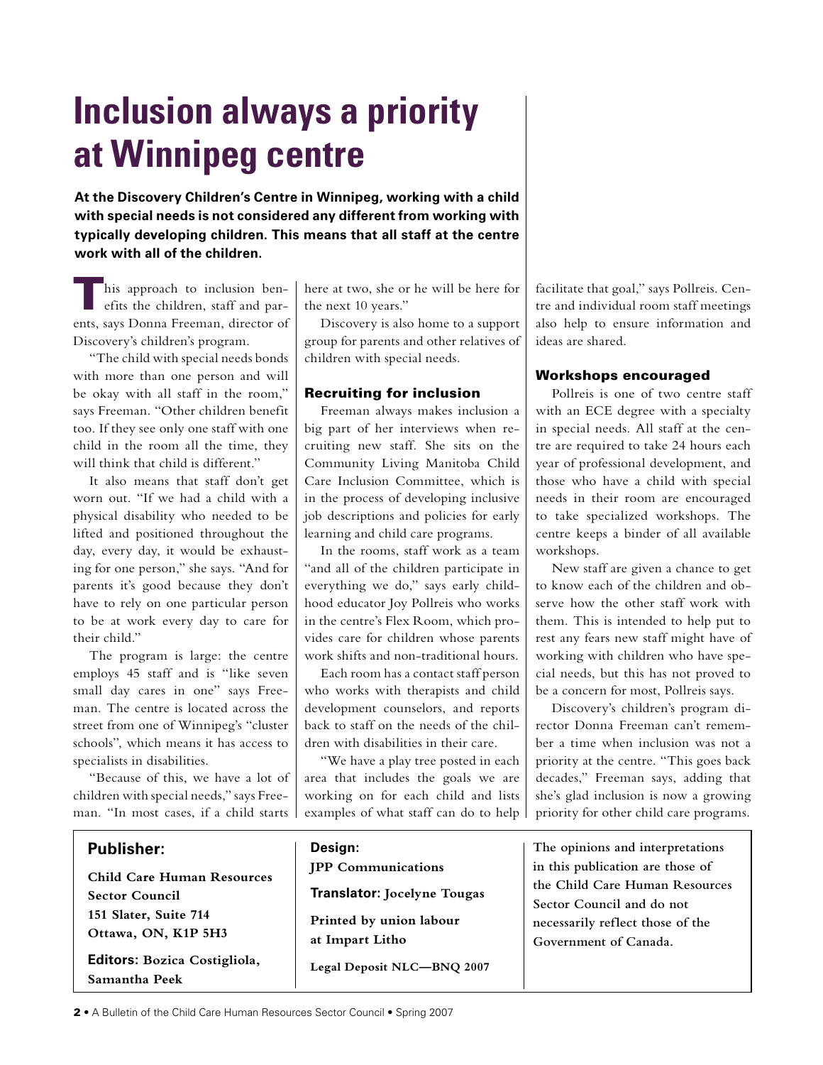# Inclusion always a priority at Winnipeg centre

**At the Discovery Children's Centre in Winnipeg, working with a child with special needs is not considered any different from working with typically developing children. This means that all staff at the centre work with all of the children.**

This approach to inclusion benefits the children, staff and parents, says Donna Freeman, director of Discovery's children's program.

"The child with special needs bonds with more than one person and will be okay with all staff in the room," says Freeman. "Other children benefit too. If they see only one staff with one child in the room all the time, they will think that child is different."

It also means that staff don't get worn out. "If we had a child with a physical disability who needed to be lifted and positioned throughout the day, every day, it would be exhausting for one person," she says. "And for parents it's good because they don't have to rely on one particular person to be at work every day to care for their child."

The program is large: the centre employs 45 staff and is "like seven small day cares in one" says Freeman. The centre is located across the street from one of Winnipeg's "cluster schools", which means it has access to specialists in disabilities.

"Because of this, we have a lot of children with special needs," says Freeman. "In most cases, if a child starts here at two, she or he will be here for the next 10 years."

Discovery is also home to a support group for parents and other relatives of children with special needs.

## Recruiting for inclusion

Freeman always makes inclusion a big part of her interviews when recruiting new staff. She sits on the Community Living Manitoba Child Care Inclusion Committee, which is in the process of developing inclusive job descriptions and policies for early learning and child care programs.

In the rooms, staff work as a team "and all of the children participate in everything we do," says early childhood educator Joy Pollreis who works in the centre's Flex Room, which provides care for children whose parents work shifts and non-traditional hours.

Each room has a contact staff person who works with therapists and child development counselors, and reports back to staff on the needs of the children with disabilities in their care.

"We have a play tree posted in each area that includes the goals we are working on for each child and lists examples of what staff can do to help facilitate that goal," says Pollreis. Centre and individual room staff meetings also help to ensure information and ideas are shared.

## Workshops encouraged

Pollreis is one of two centre staff with an ECE degree with a specialty in special needs. All staff at the centre are required to take 24 hours each year of professional development, and those who have a child with special needs in their room are encouraged to take specialized workshops. The centre keeps a binder of all available workshops.

New staff are given a chance to get to know each of the children and observe how the other staff work with them. This is intended to help put to rest any fears new staff might have of working with children who have special needs, but this has not proved to be a concern for most, Pollreis says.

Discovery's children's program director Donna Freeman can't remember a time when inclusion was not a priority at the centre. "This goes back decades," Freeman says, adding that she's glad inclusion is now a growing priority for other child care programs.

---

**Publisher:**

**Child Care Human Resources Sector Council**
**151 Slater, Suite 714**
**Ottawa, ON, K1P 5H3**

**Editors: Bozica Costigliola, Samantha Peek**

**Design:**
**JPP Communications**

**Translator: Jocelyne Tougas**

**Printed by union labour at Impart Litho**

**Legal Deposit NLC—BNQ 2007**

**The opinions and interpretations in this publication are those of the Child Care Human Resources Sector Council and do not necessarily reflect those of the Government of Canada.**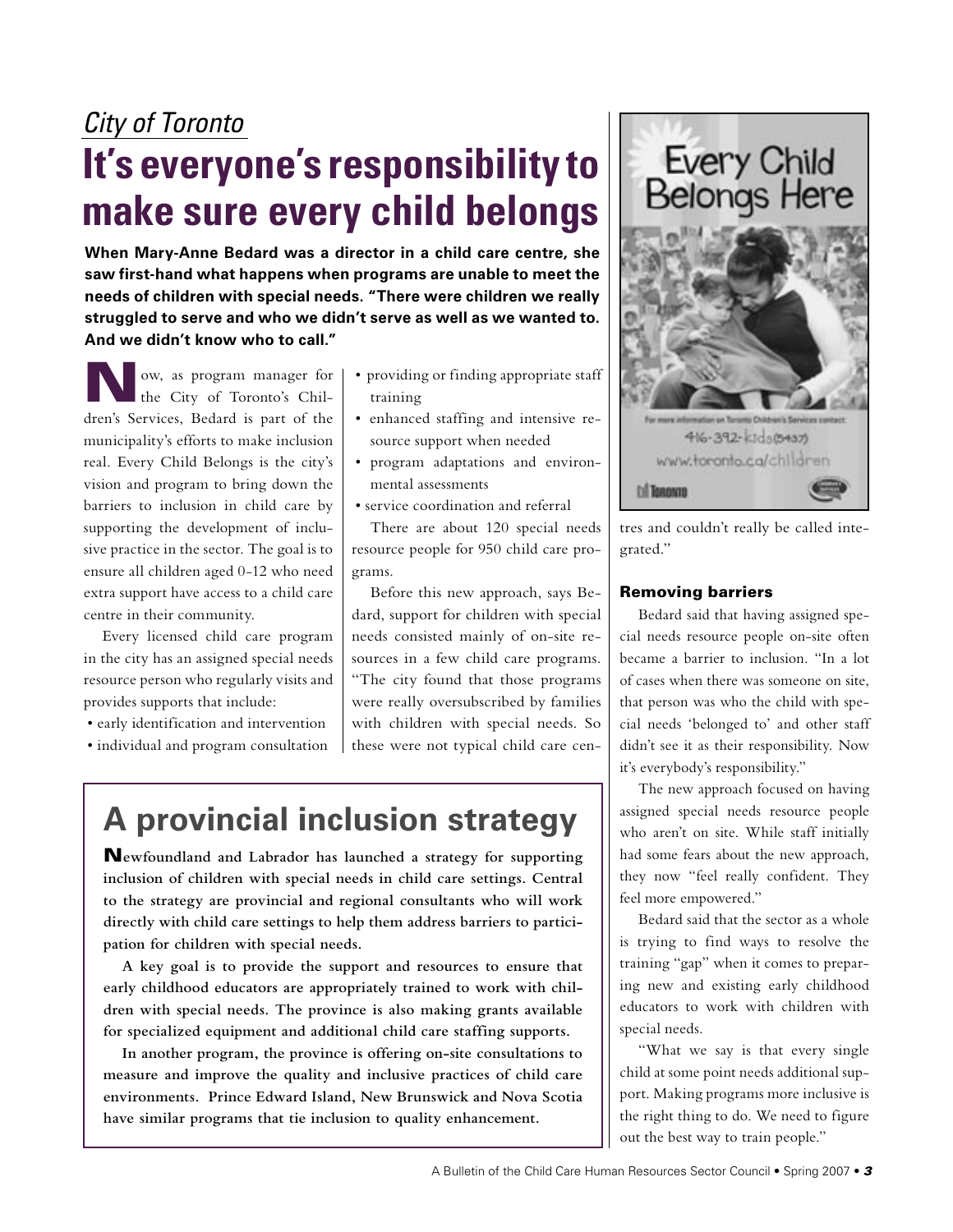*City of Toronto*

# It's everyone's responsibility to make sure every child belongs

**When Mary-Anne Bedard was a director in a child care centre, she saw first-hand what happens when programs are unable to meet the needs of children with special needs. "There were children we really struggled to serve and who we didn't serve as well as we wanted to. And we didn't know who to call."**

Now, as program manager for the City of Toronto's Children's Services, Bedard is part of the municipality's efforts to make inclusion real. Every Child Belongs is the city's vision and program to bring down the barriers to inclusion in child care by supporting the development of inclusive practice in the sector. The goal is to ensure all children aged 0-12 who need extra support have access to a child care centre in their community.

Every licensed child care program in the city has an assigned special needs resource person who regularly visits and provides supports that include:

- early identification and intervention
- individual and program consultation
- providing or finding appropriate staff training
- enhanced staffing and intensive resource support when needed
- program adaptations and environmental assessments
- service coordination and referral

There are about 120 special needs resource people for 950 child care programs.

Before this new approach, says Bedard, support for children with special needs consisted mainly of on-site resources in a few child care programs. "The city found that those programs were really oversubscribed by families with children with special needs. So these were not typical child care centres and couldn't really be called integrated."

### Removing barriers

Bedard said that having assigned special needs resource people on-site often became a barrier to inclusion. "In a lot of cases when there was someone on site, that person was who the child with special needs 'belonged to' and other staff didn't see it as their responsibility. Now it's everybody's responsibility."

The new approach focused on having assigned special needs resource people who aren't on site. While staff initially had some fears about the new approach, they now "feel really confident. They feel more empowered."

Bedard said that the sector as a whole is trying to find ways to resolve the training "gap" when it comes to preparing new and existing early childhood educators to work with children with special needs.

"What we say is that every single child at some point needs additional support. Making programs more inclusive is the right thing to do. We need to figure out the best way to train people."

Every Child Belongs Here

For more information on Toronto Children's Services contact: 416-392-kids(5437) www.toronto.ca/children

## A provincial inclusion strategy

**Newfoundland and Labrador has launched a strategy for supporting inclusion of children with special needs in child care settings. Central to the strategy are provincial and regional consultants who will work directly with child care settings to help them address barriers to participation for children with special needs.**

**A key goal is to provide the support and resources to ensure that early childhood educators are appropriately trained to work with children with special needs. The province is also making grants available for specialized equipment and additional child care staffing supports.**

**In another program, the province is offering on-site consultations to measure and improve the quality and inclusive practices of child care environments. Prince Edward Island, New Brunswick and Nova Scotia have similar programs that tie inclusion to quality enhancement.**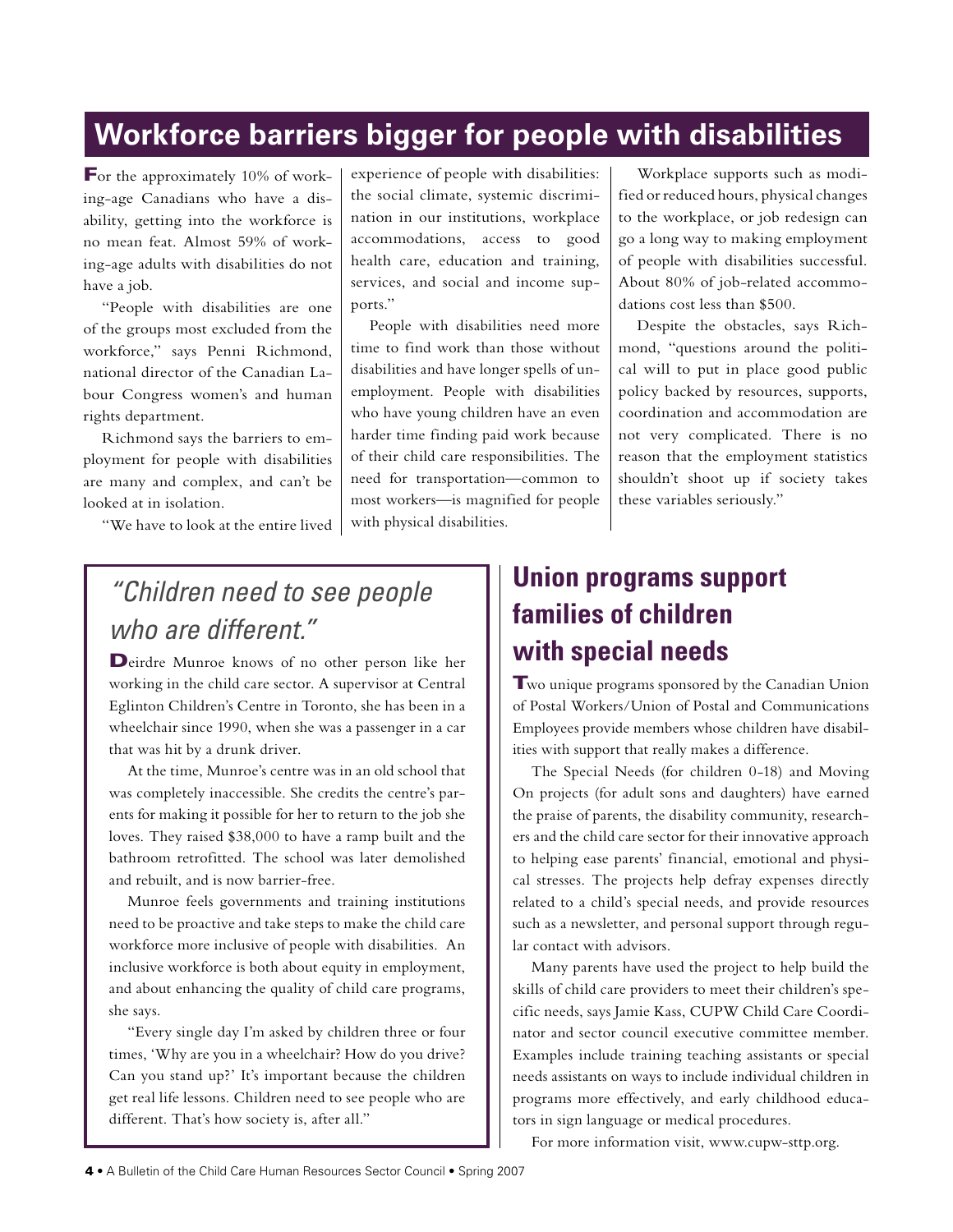# Workforce barriers bigger for people with disabilities

For the approximately 10% of working-age Canadians who have a disability, getting into the workforce is no mean feat. Almost 59% of working-age adults with disabilities do not have a job.

"People with disabilities are one of the groups most excluded from the workforce," says Penni Richmond, national director of the Canadian Labour Congress women's and human rights department.

Richmond says the barriers to employment for people with disabilities are many and complex, and can't be looked at in isolation.

"We have to look at the entire lived experience of people with disabilities: the social climate, systemic discrimination in our institutions, workplace accommodations, access to good health care, education and training, services, and social and income supports."

People with disabilities need more time to find work than those without disabilities and have longer spells of unemployment. People with disabilities who have young children have an even harder time finding paid work because of their child care responsibilities. The need for transportation—common to most workers—is magnified for people with physical disabilities.

Workplace supports such as modified or reduced hours, physical changes to the workplace, or job redesign can go a long way to making employment of people with disabilities successful. About 80% of job-related accommodations cost less than $500.

Despite the obstacles, says Richmond, "questions around the political will to put in place good public policy backed by resources, supports, coordination and accommodation are not very complicated. There is no reason that the employment statistics shouldn't shoot up if society takes these variables seriously."

## *"Children need to see people who are different."*

Deirdre Munroe knows of no other person like her working in the child care sector. A supervisor at Central Eglinton Children's Centre in Toronto, she has been in a wheelchair since 1990, when she was a passenger in a car that was hit by a drunk driver.

At the time, Munroe's centre was in an old school that was completely inaccessible. She credits the centre's parents for making it possible for her to return to the job she loves. They raised $38,000 to have a ramp built and the bathroom retrofitted. The school was later demolished and rebuilt, and is now barrier-free.

Munroe feels governments and training institutions need to be proactive and take steps to make the child care workforce more inclusive of people with disabilities. An inclusive workforce is both about equity in employment, and about enhancing the quality of child care programs, she says.

"Every single day I'm asked by children three or four times, 'Why are you in a wheelchair? How do you drive? Can you stand up?' It's important because the children get real life lessons. Children need to see people who are different. That's how society is, after all."

## Union programs support families of children with special needs

Two unique programs sponsored by the Canadian Union of Postal Workers/Union of Postal and Communications Employees provide members whose children have disabilities with support that really makes a difference.

The Special Needs (for children 0-18) and Moving On projects (for adult sons and daughters) have earned the praise of parents, the disability community, researchers and the child care sector for their innovative approach to helping ease parents' financial, emotional and physical stresses. The projects help defray expenses directly related to a child's special needs, and provide resources such as a newsletter, and personal support through regular contact with advisors.

Many parents have used the project to help build the skills of child care providers to meet their children's specific needs, says Jamie Kass, CUPW Child Care Coordinator and sector council executive committee member. Examples include training teaching assistants or special needs assistants on ways to include individual children in programs more effectively, and early childhood educators in sign language or medical procedures.

For more information visit, www.cupw-sttp.org.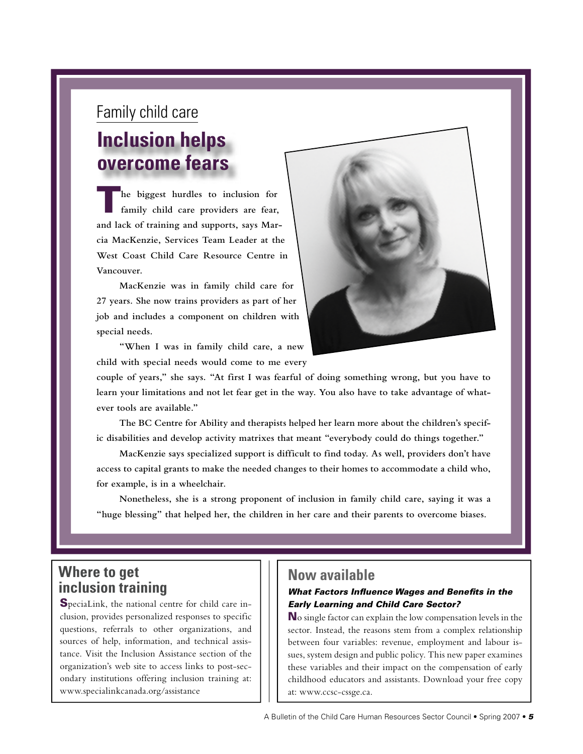Family child care

# Inclusion helps overcome fears

**The biggest hurdles to inclusion for family child care providers are fear, and lack of training and supports, says Marcia MacKenzie, Services Team Leader at the West Coast Child Care Resource Centre in Vancouver.**

**MacKenzie was in family child care for 27 years. She now trains providers as part of her job and includes a component on children with special needs.**

**"When I was in family child care, a new child with special needs would come to me every couple of years," she says. "At first I was fearful of doing something wrong, but you have to learn your limitations and not let fear get in the way. You also have to take advantage of whatever tools are available."**

**The BC Centre for Ability and therapists helped her learn more about the children's specific disabilities and develop activity matrixes that meant "everybody could do things together."**

**MacKenzie says specialized support is difficult to find today. As well, providers don't have access to capital grants to make the needed changes to their homes to accommodate a child who, for example, is in a wheelchair.**

**Nonetheless, she is a strong proponent of inclusion in family child care, saying it was a "huge blessing" that helped her, the children in her care and their parents to overcome biases.**

## Where to get inclusion training

SpeciaLink, the national centre for child care inclusion, provides personalized responses to specific questions, referrals to other organizations, and sources of help, information, and technical assistance. Visit the Inclusion Assistance section of the organization's web site to access links to post-secondary institutions offering inclusion training at: www.specialinkcanada.org/assistance

## Now available

***What Factors Influence Wages and Benefits in the Early Learning and Child Care Sector?***

No single factor can explain the low compensation levels in the sector. Instead, the reasons stem from a complex relationship between four variables: revenue, employment and labour issues, system design and public policy. This new paper examines these variables and their impact on the compensation of early childhood educators and assistants. Download your free copy at: www.ccsc-cssge.ca.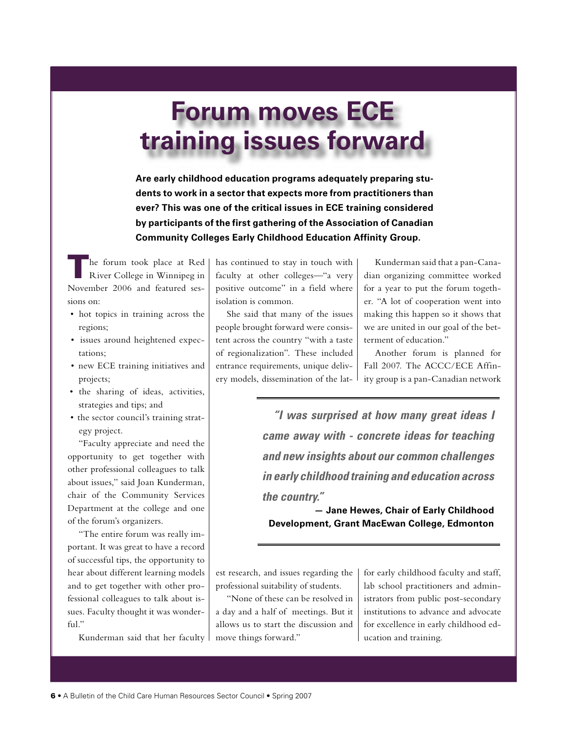# Forum moves ECE training issues forward

**Are early childhood education programs adequately preparing students to work in a sector that expects more from practitioners than ever? This was one of the critical issues in ECE training considered by participants of the first gathering of the Association of Canadian Community Colleges Early Childhood Education Affinity Group.**

The forum took place at Red River College in Winnipeg in November 2006 and featured sessions on:

- hot topics in training across the regions;
- issues around heightened expectations;
- new ECE training initiatives and projects;
- the sharing of ideas, activities, strategies and tips; and
- the sector council's training strategy project.

"Faculty appreciate and need the opportunity to get together with other professional colleagues to talk about issues," said Joan Kunderman, chair of the Community Services Department at the college and one of the forum's organizers.

"The entire forum was really important. It was great to have a record of successful tips, the opportunity to hear about different learning models and to get together with other professional colleagues to talk about issues. Faculty thought it was wonderful."

Kunderman said that her faculty has continued to stay in touch with faculty at other colleges—"a very positive outcome" in a field where isolation is common.

She said that many of the issues people brought forward were consistent across the country "with a taste of regionalization". These included entrance requirements, unique delivery models, dissemination of the latest research, and issues regarding the professional suitability of students.

"None of these can be resolved in a day and a half of meetings. But it allows us to start the discussion and move things forward."

Kunderman said that a pan-Canadian organizing committee worked for a year to put the forum together. "A lot of cooperation went into making this happen so it shows that we are united in our goal of the betterment of education."

Another forum is planned for Fall 2007. The ACCC/ECE Affinity group is a pan-Canadian network for early childhood faculty and staff, lab school practitioners and administrators from public post-secondary institutions to advance and advocate for excellence in early childhood education and training.

> *"I was surprised at how many great ideas I came away with - concrete ideas for teaching and new insights about our common challenges in early childhood training and education across the country."*
>
> **— Jane Hewes, Chair of Early Childhood Development, Grant MacEwan College, Edmonton**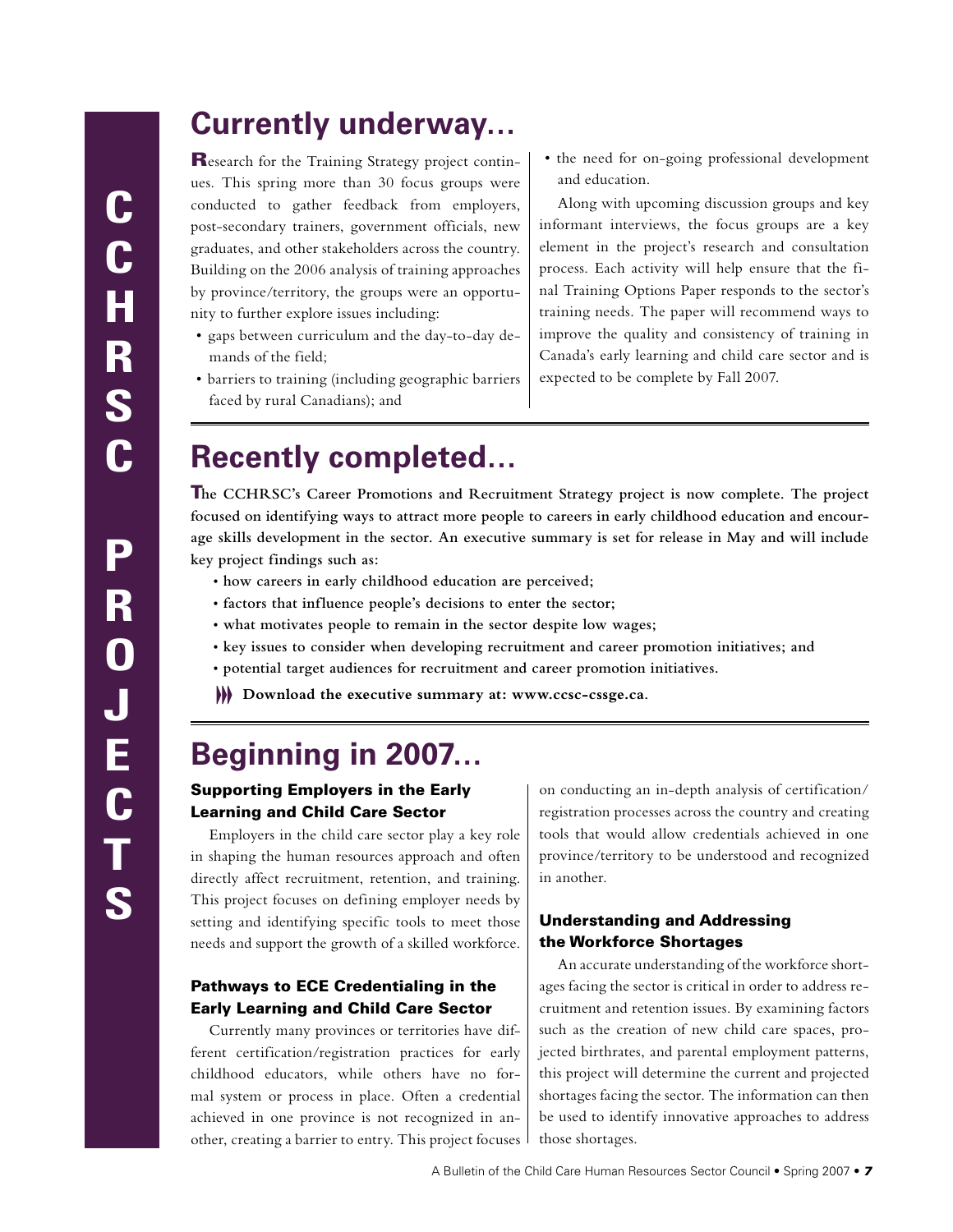# CCHRSC PROJECTS

## Currently underway…

Research for the Training Strategy project continues. This spring more than 30 focus groups were conducted to gather feedback from employers, post-secondary trainers, government officials, new graduates, and other stakeholders across the country. Building on the 2006 analysis of training approaches by province/territory, the groups were an opportunity to further explore issues including:

- gaps between curriculum and the day-to-day demands of the field;
- barriers to training (including geographic barriers faced by rural Canadians); and
- the need for on-going professional development and education.

Along with upcoming discussion groups and key informant interviews, the focus groups are a key element in the project's research and consultation process. Each activity will help ensure that the final Training Options Paper responds to the sector's training needs. The paper will recommend ways to improve the quality and consistency of training in Canada's early learning and child care sector and is expected to be complete by Fall 2007.

## Recently completed…

**The CCHRSC's Career Promotions and Recruitment Strategy project is now complete. The project focused on identifying ways to attract more people to careers in early childhood education and encourage skills development in the sector. An executive summary is set for release in May and will include key project findings such as:**

- **how careers in early childhood education are perceived;**
- **factors that influence people's decisions to enter the sector;**
- **what motivates people to remain in the sector despite low wages;**
- **key issues to consider when developing recruitment and career promotion initiatives; and**
- **potential target audiences for recruitment and career promotion initiatives.**

**Download the executive summary at: www.ccsc-cssge.ca.**

## Beginning in 2007…

### Supporting Employers in the Early Learning and Child Care Sector

Employers in the child care sector play a key role in shaping the human resources approach and often directly affect recruitment, retention, and training. This project focuses on defining employer needs by setting and identifying specific tools to meet those needs and support the growth of a skilled workforce.

### Pathways to ECE Credentialing in the Early Learning and Child Care Sector

Currently many provinces or territories have different certification/registration practices for early childhood educators, while others have no formal system or process in place. Often a credential achieved in one province is not recognized in another, creating a barrier to entry. This project focuses on conducting an in-depth analysis of certification/registration processes across the country and creating tools that would allow credentials achieved in one province/territory to be understood and recognized in another.

### Understanding and Addressing the Workforce Shortages

An accurate understanding of the workforce shortages facing the sector is critical in order to address recruitment and retention issues. By examining factors such as the creation of new child care spaces, projected birthrates, and parental employment patterns, this project will determine the current and projected shortages facing the sector. The information can then be used to identify innovative approaches to address those shortages.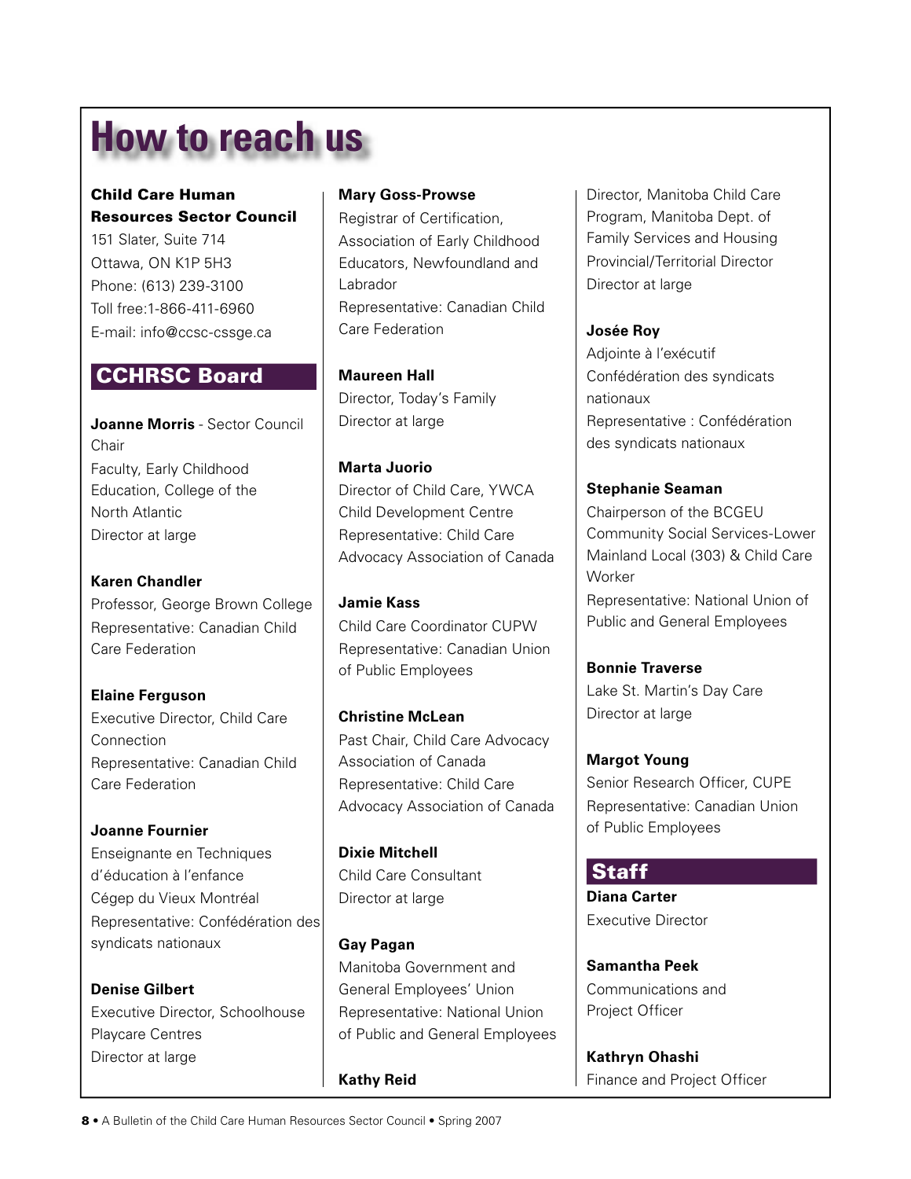# How to reach us

**Child Care Human Resources Sector Council**
151 Slater, Suite 714
Ottawa, ON K1P 5H3
Phone: (613) 239-3100
Toll free:1-866-411-6960
E-mail: info@ccsc-cssge.ca

## CCHRSC Board

**Joanne Morris** - Sector Council Chair
Faculty, Early Childhood Education, College of the North Atlantic
Director at large

**Karen Chandler**
Professor, George Brown College
Representative: Canadian Child Care Federation

**Elaine Ferguson**
Executive Director, Child Care Connection
Representative: Canadian Child Care Federation

**Joanne Fournier**
Enseignante en Techniques d'éducation à l'enfance
Cégep du Vieux Montréal
Representative: Confédération des syndicats nationaux

**Denise Gilbert**
Executive Director, Schoolhouse Playcare Centres
Director at large

**Mary Goss-Prowse**
Registrar of Certification, Association of Early Childhood Educators, Newfoundland and Labrador
Representative: Canadian Child Care Federation

**Maureen Hall**
Director, Today's Family
Director at large

**Marta Juorio**
Director of Child Care, YWCA Child Development Centre
Representative: Child Care Advocacy Association of Canada

**Jamie Kass**
Child Care Coordinator CUPW
Representative: Canadian Union of Public Employees

**Christine McLean**
Past Chair, Child Care Advocacy Association of Canada
Representative: Child Care Advocacy Association of Canada

**Dixie Mitchell**
Child Care Consultant
Director at large

**Gay Pagan**
Manitoba Government and General Employees' Union
Representative: National Union of Public and General Employees

**Kathy Reid**
Director, Manitoba Child Care Program, Manitoba Dept. of Family Services and Housing
Provincial/Territorial Director
Director at large

**Josée Roy**
Adjointe à l'exécutif
Confédération des syndicats nationaux
Representative : Confédération des syndicats nationaux

**Stephanie Seaman**
Chairperson of the BCGEU Community Social Services-Lower Mainland Local (303) & Child Care Worker
Representative: National Union of Public and General Employees

**Bonnie Traverse**
Lake St. Martin's Day Care
Director at large

**Margot Young**
Senior Research Officer, CUPE
Representative: Canadian Union of Public Employees

## Staff

**Diana Carter**
Executive Director

**Samantha Peek**
Communications and Project Officer

**Kathryn Ohashi**
Finance and Project Officer